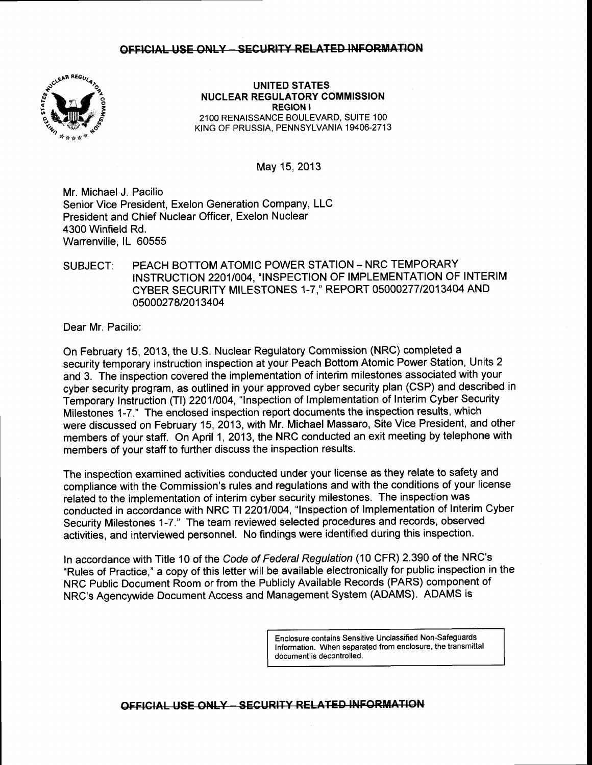~~OFFICIAL USE ONLY – SECURITY RELATED INFORMATION~~

**UNITED STATES**
**NUCLEAR REGULATORY COMMISSION**
**REGION I**
2100 RENAISSANCE BOULEVARD, SUITE 100
KING OF PRUSSIA, PENNSYLVANIA 19406-2713

May 15, 2013

Mr. Michael J. Pacilio
Senior Vice President, Exelon Generation Company, LLC
President and Chief Nuclear Officer, Exelon Nuclear
4300 Winfield Rd.
Warrenville, IL 60555

SUBJECT: PEACH BOTTOM ATOMIC POWER STATION – NRC TEMPORARY INSTRUCTION 2201/004, "INSPECTION OF IMPLEMENTATION OF INTERIM CYBER SECURITY MILESTONES 1-7," REPORT 05000277/2013404 AND 05000278/2013404

Dear Mr. Pacilio:

On February 15, 2013, the U.S. Nuclear Regulatory Commission (NRC) completed a security temporary instruction inspection at your Peach Bottom Atomic Power Station, Units 2 and 3. The inspection covered the implementation of interim milestones associated with your cyber security program, as outlined in your approved cyber security plan (CSP) and described in Temporary Instruction (TI) 2201/004, "Inspection of Implementation of Interim Cyber Security Milestones 1-7." The enclosed inspection report documents the inspection results, which were discussed on February 15, 2013, with Mr. Michael Massaro, Site Vice President, and other members of your staff. On April 1, 2013, the NRC conducted an exit meeting by telephone with members of your staff to further discuss the inspection results.

The inspection examined activities conducted under your license as they relate to safety and compliance with the Commission's rules and regulations and with the conditions of your license related to the implementation of interim cyber security milestones. The inspection was conducted in accordance with NRC TI 2201/004, "Inspection of Implementation of Interim Cyber Security Milestones 1-7." The team reviewed selected procedures and records, observed activities, and interviewed personnel. No findings were identified during this inspection.

In accordance with Title 10 of the *Code of Federal Regulation* (10 CFR) 2.390 of the NRC's "Rules of Practice," a copy of this letter will be available electronically for public inspection in the NRC Public Document Room or from the Publicly Available Records (PARS) component of NRC's Agencywide Document Access and Management System (ADAMS). ADAMS is

> Enclosure contains Sensitive Unclassified Non-Safeguards Information. When separated from enclosure, the transmittal document is decontrolled.

~~OFFICIAL USE ONLY – SECURITY RELATED INFORMATION~~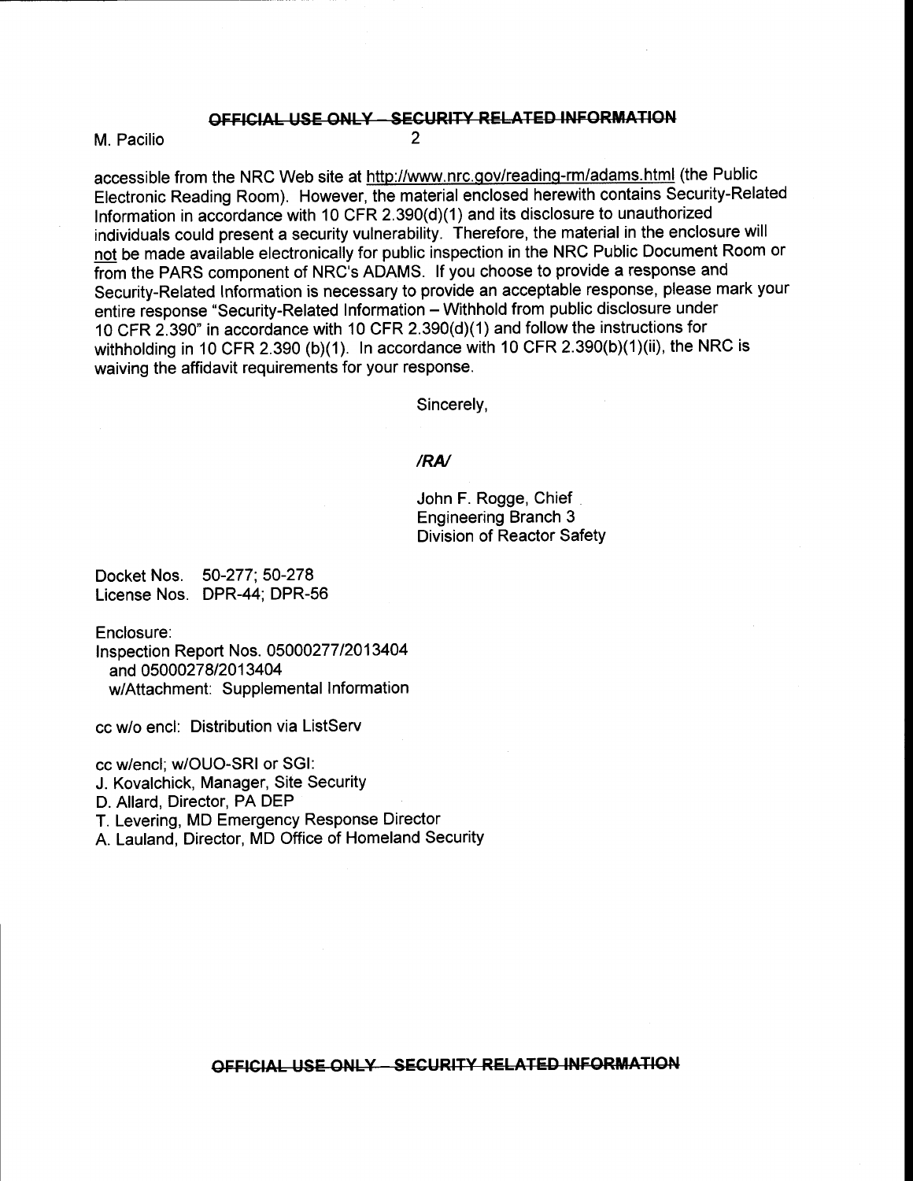accessible from the NRC Web site at http://www.nrc.gov/reading-rm/adams.html (the Public Electronic Reading Room). However, the material enclosed herewith contains Security-Related Information in accordance with 10 CFR 2.390(d)(1) and its disclosure to unauthorized individuals could present a security vulnerability. Therefore, the material in the enclosure will not be made available electronically for public inspection in the NRC Public Document Room or from the PARS component of NRC's ADAMS. If you choose to provide a response and Security-Related Information is necessary to provide an acceptable response, please mark your entire response "Security-Related Information – Withhold from public disclosure under 10 CFR 2.390" in accordance with 10 CFR 2.390(d)(1) and follow the instructions for withholding in 10 CFR 2.390 (b)(1). In accordance with 10 CFR 2.390(b)(1)(ii), the NRC is waiving the affidavit requirements for your response.

Sincerely,

*/RA/*

John F. Rogge, Chief
Engineering Branch 3
Division of Reactor Safety

Docket Nos. 50-277; 50-278
License Nos. DPR-44; DPR-56

Enclosure:
Inspection Report Nos. 05000277/2013404
and 05000278/2013404
w/Attachment: Supplemental Information

cc w/o encl: Distribution via ListServ

cc w/encl; w/OUO-SRI or SGI:
J. Kovalchick, Manager, Site Security
D. Allard, Director, PA DEP
T. Levering, MD Emergency Response Director
A. Lauland, Director, MD Office of Homeland Security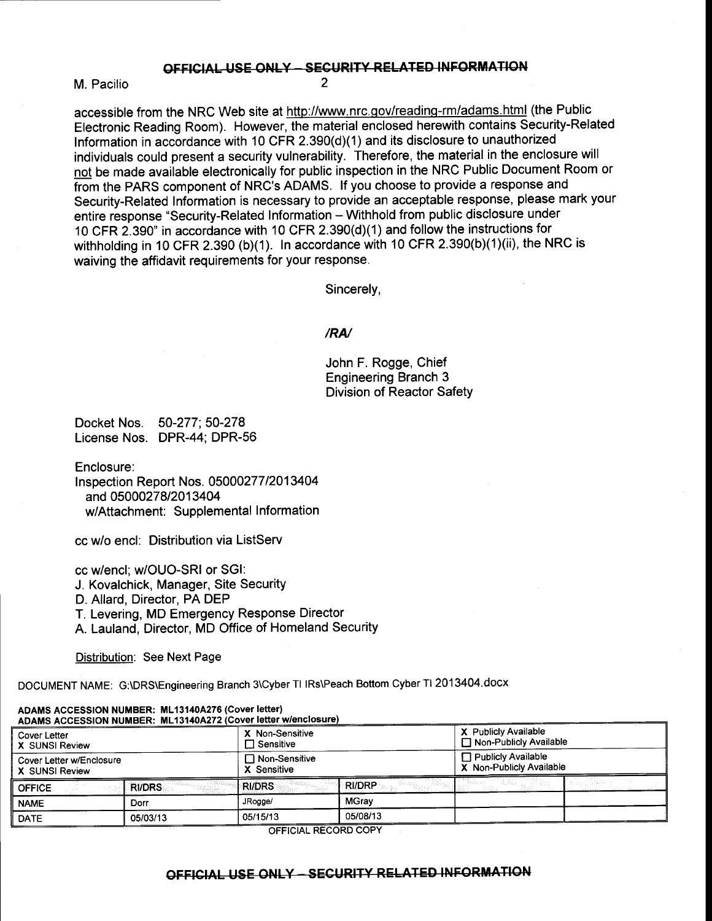**~~OFFICIAL USE ONLY – SECURITY RELATED INFORMATION~~**

M. Pacilio

accessible from the NRC Web site at http://www.nrc.gov/reading-rm/adams.html (the Public Electronic Reading Room). However, the material enclosed herewith contains Security-Related Information in accordance with 10 CFR 2.390(d)(1) and its disclosure to unauthorized individuals could present a security vulnerability. Therefore, the material in the enclosure will not be made available electronically for public inspection in the NRC Public Document Room or from the PARS component of NRC's ADAMS. If you choose to provide a response and Security-Related Information is necessary to provide an acceptable response, please mark your entire response "Security-Related Information – Withhold from public disclosure under 10 CFR 2.390" in accordance with 10 CFR 2.390(d)(1) and follow the instructions for withholding in 10 CFR 2.390 (b)(1). In accordance with 10 CFR 2.390(b)(1)(ii), the NRC is waiving the affidavit requirements for your response.

Sincerely,

*/RA/*

John F. Rogge, Chief
Engineering Branch 3
Division of Reactor Safety

Docket Nos. 50-277; 50-278
License Nos. DPR-44; DPR-56

Enclosure:
Inspection Report Nos. 05000277/2013404
and 05000278/2013404
w/Attachment: Supplemental Information

cc w/o encl: Distribution via ListServ

cc w/encl; w/OUO-SRI or SGI:
J. Kovalchick, Manager, Site Security
D. Allard, Director, PA DEP
T. Levering, MD Emergency Response Director
A. Lauland, Director, MD Office of Homeland Security

Distribution: See Next Page

DOCUMENT NAME: G:\DRS\Engineering Branch 3\Cyber TI IRs\Peach Bottom Cyber TI 2013404.docx

**ADAMS ACCESSION NUMBER: ML13140A276 (Cover letter)**
**ADAMS ACCESSION NUMBER: ML13140A272 (Cover letter w/enclosure)**

| Cover Letter X SUNSI Review | | X Non-Sensitive ☐ Sensitive | | X Publicly Available ☐ Non-Publicly Available | |
|---|---|---|---|---|---|
| Cover Letter w/Enclosure X SUNSI Review | | ☐ Non-Sensitive X Sensitive | | ☐ Publicly Available X Non-Publicly Available | |
| OFFICE | RI/DRS | RI/DRS | RI/DRP | | |
| NAME | Dorr | JRogge/ | MGray | | |
| DATE | 05/03/13 | 05/15/13 | 05/08/13 | | |

OFFICIAL RECORD COPY

**~~OFFICIAL USE ONLY – SECURITY RELATED INFORMATION~~**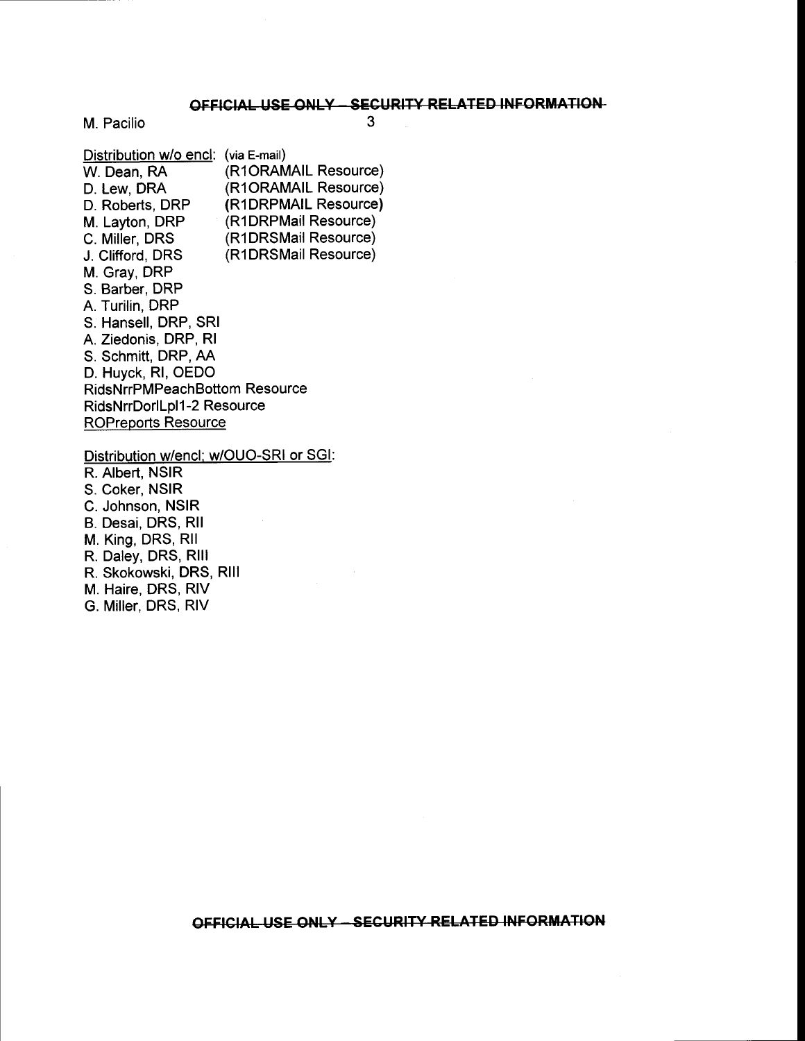OFFICIAL USE ONLY – SECURITY RELATED INFORMATION

M. Pacilio

Distribution w/o encl: (via E-mail)

W. Dean, RA (R1ORAMAIL Resource)
D. Lew, DRA (R1ORAMAIL Resource)
D. Roberts, DRP (R1DRPMAIL Resource)
M. Layton, DRP (R1DRPMail Resource)
C. Miller, DRS (R1DRSMail Resource)
J. Clifford, DRS (R1DRSMail Resource)
M. Gray, DRP
S. Barber, DRP
A. Turilin, DRP
S. Hansell, DRP, SRI
A. Ziedonis, DRP, RI
S. Schmitt, DRP, AA
D. Huyck, RI, OEDO
RidsNrrPMPeachBottom Resource
RidsNrrDorlLpl1-2 Resource
ROPreports Resource

Distribution w/encl; w/OUO-SRI or SGI:

R. Albert, NSIR
S. Coker, NSIR
C. Johnson, NSIR
B. Desai, DRS, RII
M. King, DRS, RII
R. Daley, DRS, RIII
R. Skokowski, DRS, RIII
M. Haire, DRS, RIV
G. Miller, DRS, RIV

OFFICIAL USE ONLY – SECURITY RELATED INFORMATION